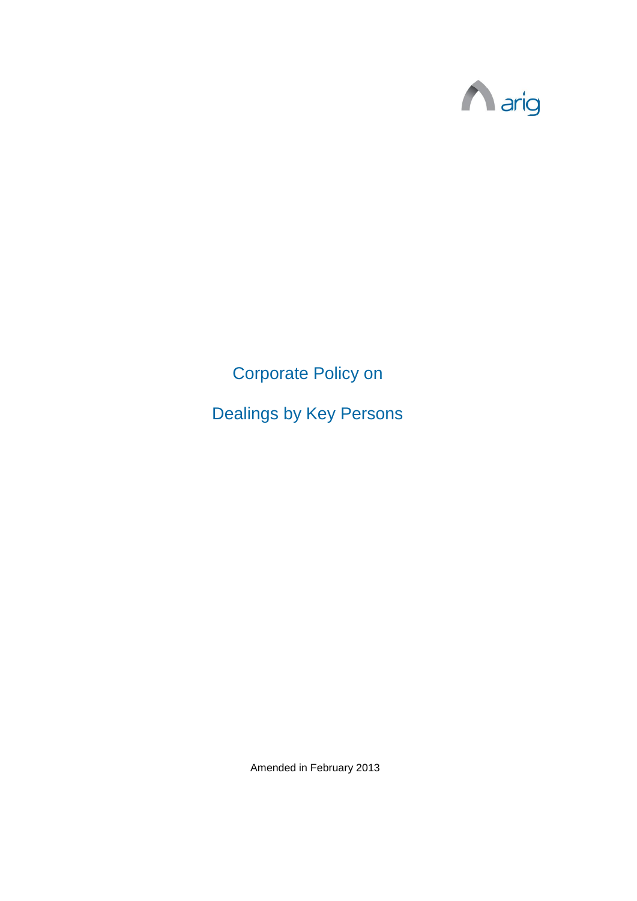arig

# Corporate Policy on

# Dealings by Key Persons

Amended in February 2013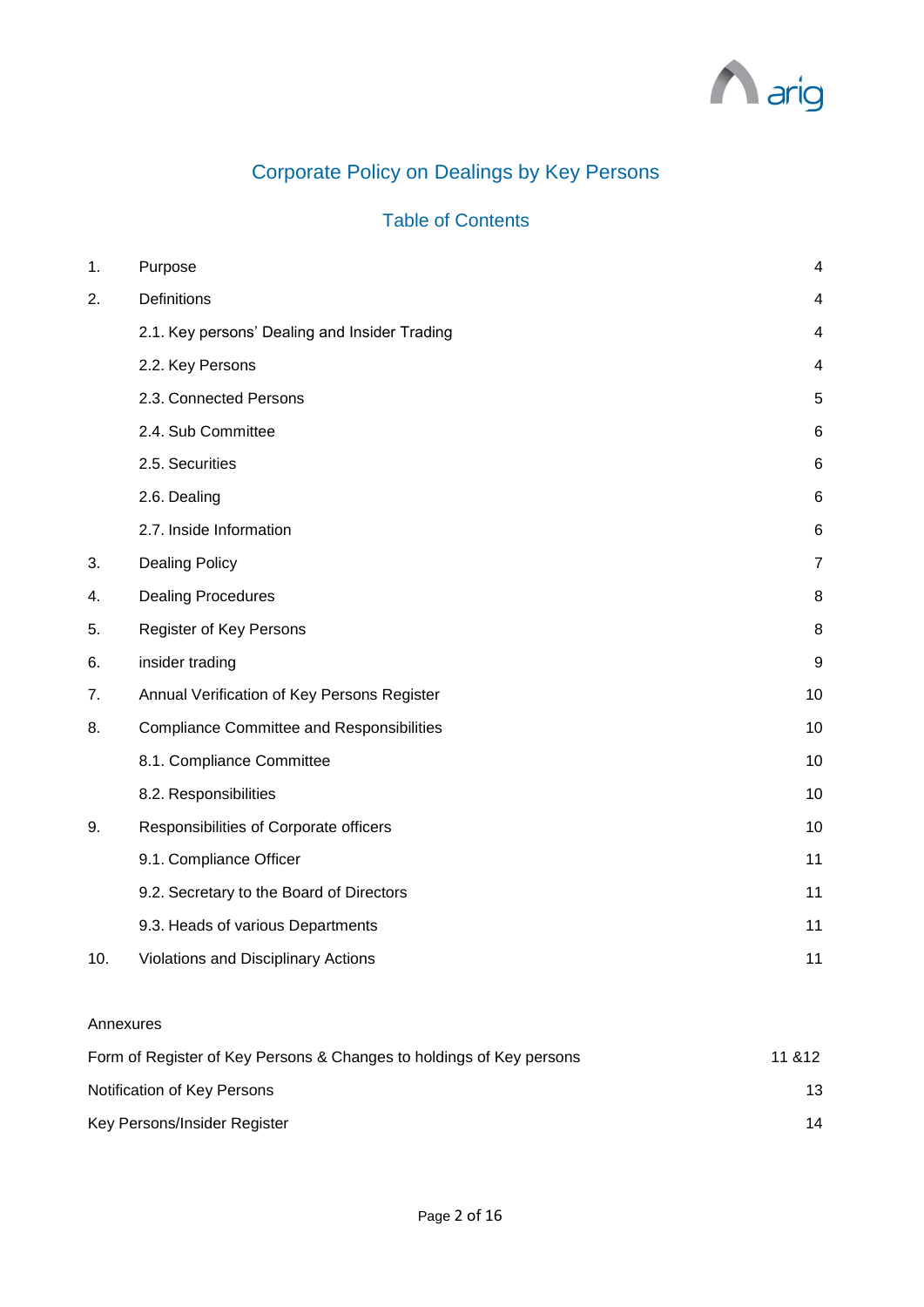# Corporate Policy on Dealings by Key Persons

## Table of Contents

| | | |
|---|---|---|
| 1. | Purpose | 4 |
| 2. | Definitions | 4 |
| | 2.1. Key persons' Dealing and Insider Trading | 4 |
| | 2.2. Key Persons | 4 |
| | 2.3. Connected Persons | 5 |
| | 2.4. Sub Committee | 6 |
| | 2.5. Securities | 6 |
| | 2.6. Dealing | 6 |
| | 2.7. Inside Information | 6 |
| 3. | Dealing Policy | 7 |
| 4. | Dealing Procedures | 8 |
| 5. | Register of Key Persons | 8 |
| 6. | insider trading | 9 |
| 7. | Annual Verification of Key Persons Register | 10 |
| 8. | Compliance Committee and Responsibilities | 10 |
| | 8.1. Compliance Committee | 10 |
| | 8.2. Responsibilities | 10 |
| 9. | Responsibilities of Corporate officers | 10 |
| | 9.1. Compliance Officer | 11 |
| | 9.2. Secretary to the Board of Directors | 11 |
| | 9.3. Heads of various Departments | 11 |
| 10. | Violations and Disciplinary Actions | 11 |

Annexures

| | |
|---|---|
| Form of Register of Key Persons & Changes to holdings of Key persons | 11 &12 |
| Notification of Key Persons | 13 |
| Key Persons/Insider Register | 14 |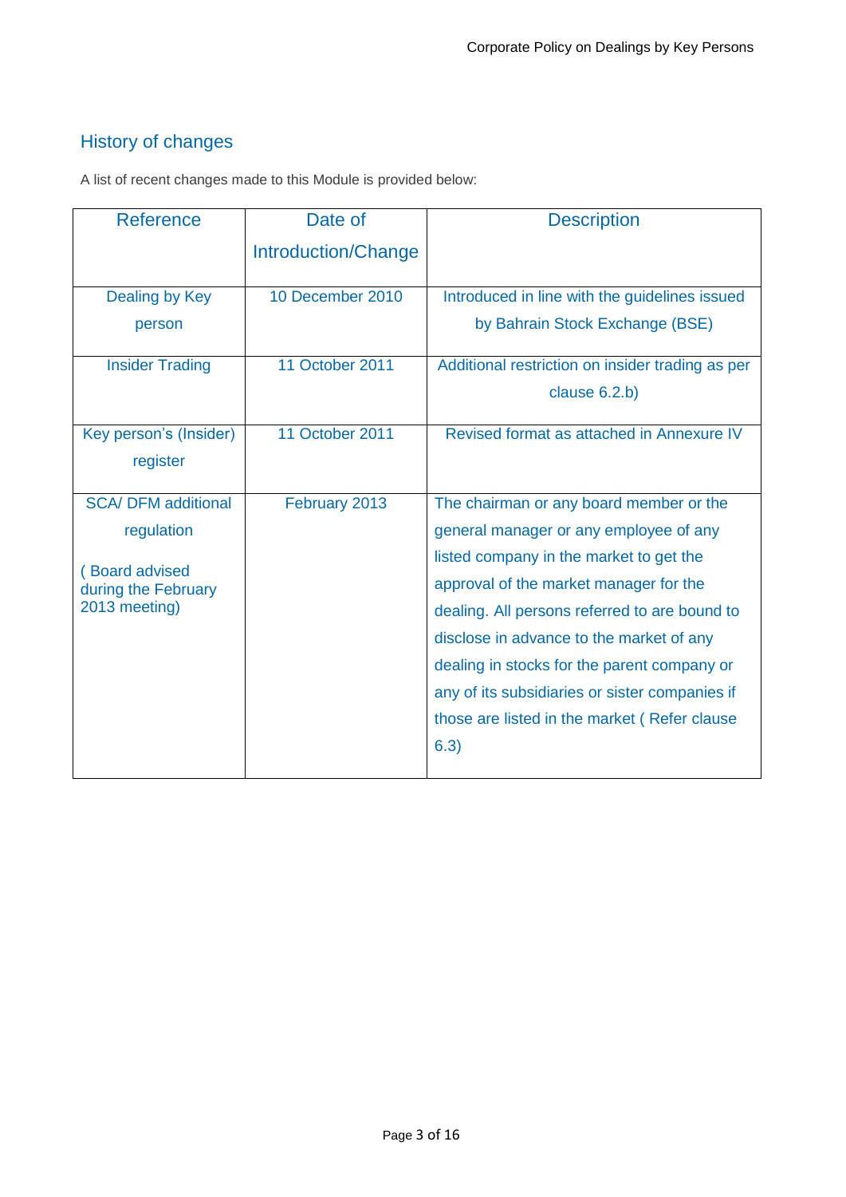## History of changes

A list of recent changes made to this Module is provided below:

| Reference | Date of Introduction/Change | Description |
|---|---|---|
| Dealing by Key person | 10 December 2010 | Introduced in line with the guidelines issued by Bahrain Stock Exchange (BSE) |
| Insider Trading | 11 October 2011 | Additional restriction on insider trading as per clause 6.2.b) |
| Key person's (Insider) register | 11 October 2011 | Revised format as attached in Annexure IV |
| SCA/ DFM additional regulation ( Board advised during the February 2013 meeting) | February 2013 | The chairman or any board member or the general manager or any employee of any listed company in the market to get the approval of the market manager for the dealing. All persons referred to are bound to disclose in advance to the market of any dealing in stocks for the parent company or any of its subsidiaries or sister companies if those are listed in the market ( Refer clause 6.3) |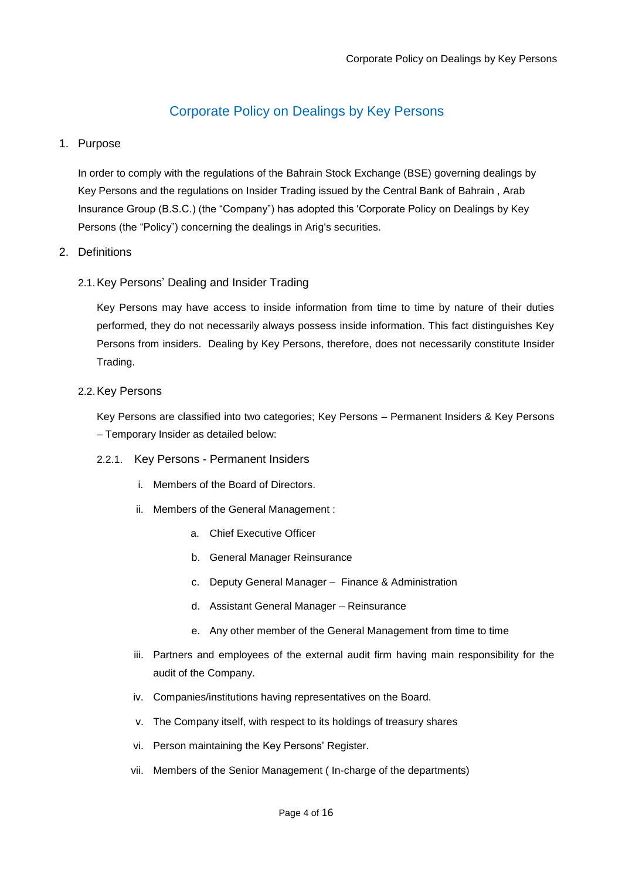# Corporate Policy on Dealings by Key Persons

## 1. Purpose

In order to comply with the regulations of the Bahrain Stock Exchange (BSE) governing dealings by Key Persons and the regulations on Insider Trading issued by the Central Bank of Bahrain , Arab Insurance Group (B.S.C.) (the "Company") has adopted this 'Corporate Policy on Dealings by Key Persons (the "Policy") concerning the dealings in Arig's securities.

## 2. Definitions

### 2.1. Key Persons' Dealing and Insider Trading

Key Persons may have access to inside information from time to time by nature of their duties performed, they do not necessarily always possess inside information. This fact distinguishes Key Persons from insiders. Dealing by Key Persons, therefore, does not necessarily constitute Insider Trading.

### 2.2. Key Persons

Key Persons are classified into two categories; Key Persons – Permanent Insiders & Key Persons – Temporary Insider as detailed below:

#### 2.2.1. Key Persons - Permanent Insiders

i. Members of the Board of Directors.

ii. Members of the General Management :

   a. Chief Executive Officer

   b. General Manager Reinsurance

   c. Deputy General Manager – Finance & Administration

   d. Assistant General Manager – Reinsurance

   e. Any other member of the General Management from time to time

iii. Partners and employees of the external audit firm having main responsibility for the audit of the Company.

iv. Companies/institutions having representatives on the Board.

v. The Company itself, with respect to its holdings of treasury shares

vi. Person maintaining the Key Persons' Register.

vii. Members of the Senior Management ( In-charge of the departments)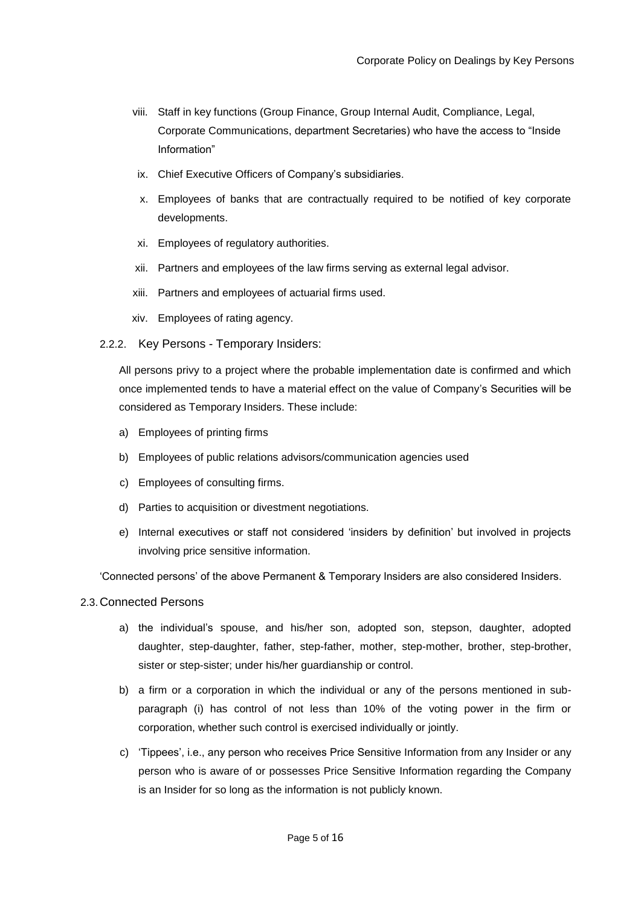viii. Staff in key functions (Group Finance, Group Internal Audit, Compliance, Legal, Corporate Communications, department Secretaries) who have the access to "Inside Information"

ix. Chief Executive Officers of Company's subsidiaries.

x. Employees of banks that are contractually required to be notified of key corporate developments.

xi. Employees of regulatory authorities.

xii. Partners and employees of the law firms serving as external legal advisor.

xiii. Partners and employees of actuarial firms used.

xiv. Employees of rating agency.

#### 2.2.2. Key Persons - Temporary Insiders:

All persons privy to a project where the probable implementation date is confirmed and which once implemented tends to have a material effect on the value of Company's Securities will be considered as Temporary Insiders. These include:

a) Employees of printing firms

b) Employees of public relations advisors/communication agencies used

c) Employees of consulting firms.

d) Parties to acquisition or divestment negotiations.

e) Internal executives or staff not considered 'insiders by definition' but involved in projects involving price sensitive information.

'Connected persons' of the above Permanent & Temporary Insiders are also considered Insiders.

### 2.3. Connected Persons

a) the individual's spouse, and his/her son, adopted son, stepson, daughter, adopted daughter, step-daughter, father, step-father, mother, step-mother, brother, step-brother, sister or step-sister; under his/her guardianship or control.

b) a firm or a corporation in which the individual or any of the persons mentioned in sub-paragraph (i) has control of not less than 10% of the voting power in the firm or corporation, whether such control is exercised individually or jointly.

c) 'Tippees', i.e., any person who receives Price Sensitive Information from any Insider or any person who is aware of or possesses Price Sensitive Information regarding the Company is an Insider for so long as the information is not publicly known.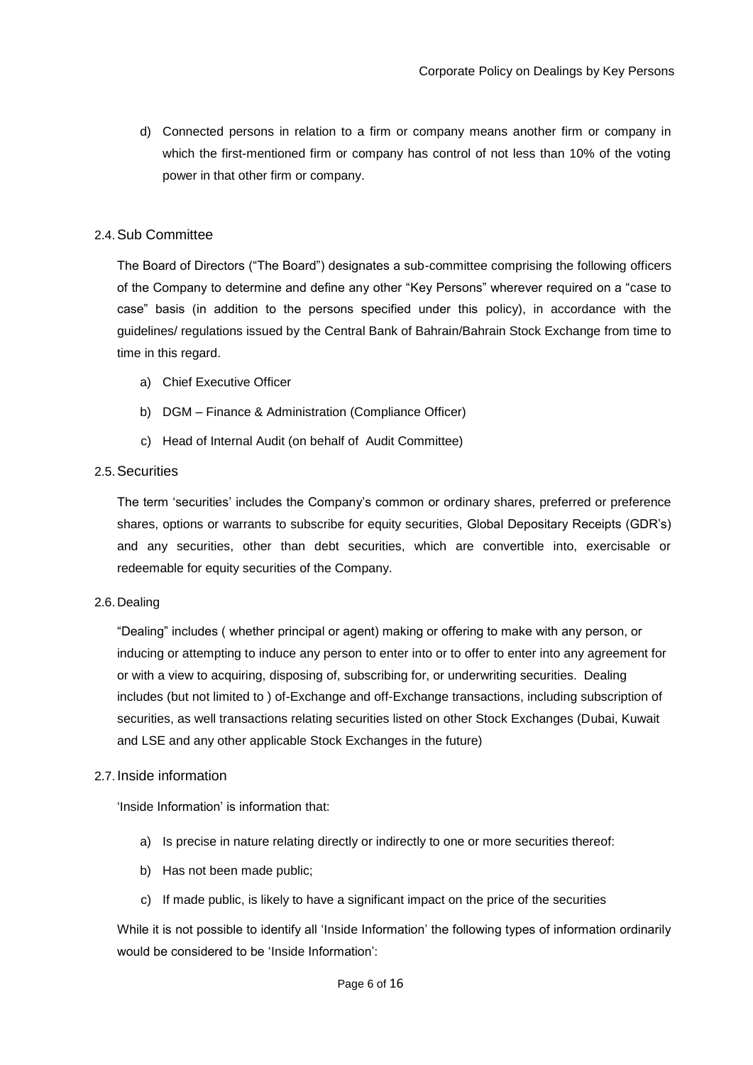d) Connected persons in relation to a firm or company means another firm or company in which the first-mentioned firm or company has control of not less than 10% of the voting power in that other firm or company.

### 2.4. Sub Committee

The Board of Directors ("The Board") designates a sub-committee comprising the following officers of the Company to determine and define any other "Key Persons" wherever required on a "case to case" basis (in addition to the persons specified under this policy), in accordance with the guidelines/ regulations issued by the Central Bank of Bahrain/Bahrain Stock Exchange from time to time in this regard.

a) Chief Executive Officer

b) DGM – Finance & Administration (Compliance Officer)

c) Head of Internal Audit (on behalf of Audit Committee)

### 2.5. Securities

The term 'securities' includes the Company's common or ordinary shares, preferred or preference shares, options or warrants to subscribe for equity securities, Global Depositary Receipts (GDR's) and any securities, other than debt securities, which are convertible into, exercisable or redeemable for equity securities of the Company.

### 2.6. Dealing

"Dealing" includes ( whether principal or agent) making or offering to make with any person, or inducing or attempting to induce any person to enter into or to offer to enter into any agreement for or with a view to acquiring, disposing of, subscribing for, or underwriting securities. Dealing includes (but not limited to ) of-Exchange and off-Exchange transactions, including subscription of securities, as well transactions relating securities listed on other Stock Exchanges (Dubai, Kuwait and LSE and any other applicable Stock Exchanges in the future)

### 2.7. Inside information

'Inside Information' is information that:

a) Is precise in nature relating directly or indirectly to one or more securities thereof:

b) Has not been made public;

c) If made public, is likely to have a significant impact on the price of the securities

While it is not possible to identify all 'Inside Information' the following types of information ordinarily would be considered to be 'Inside Information':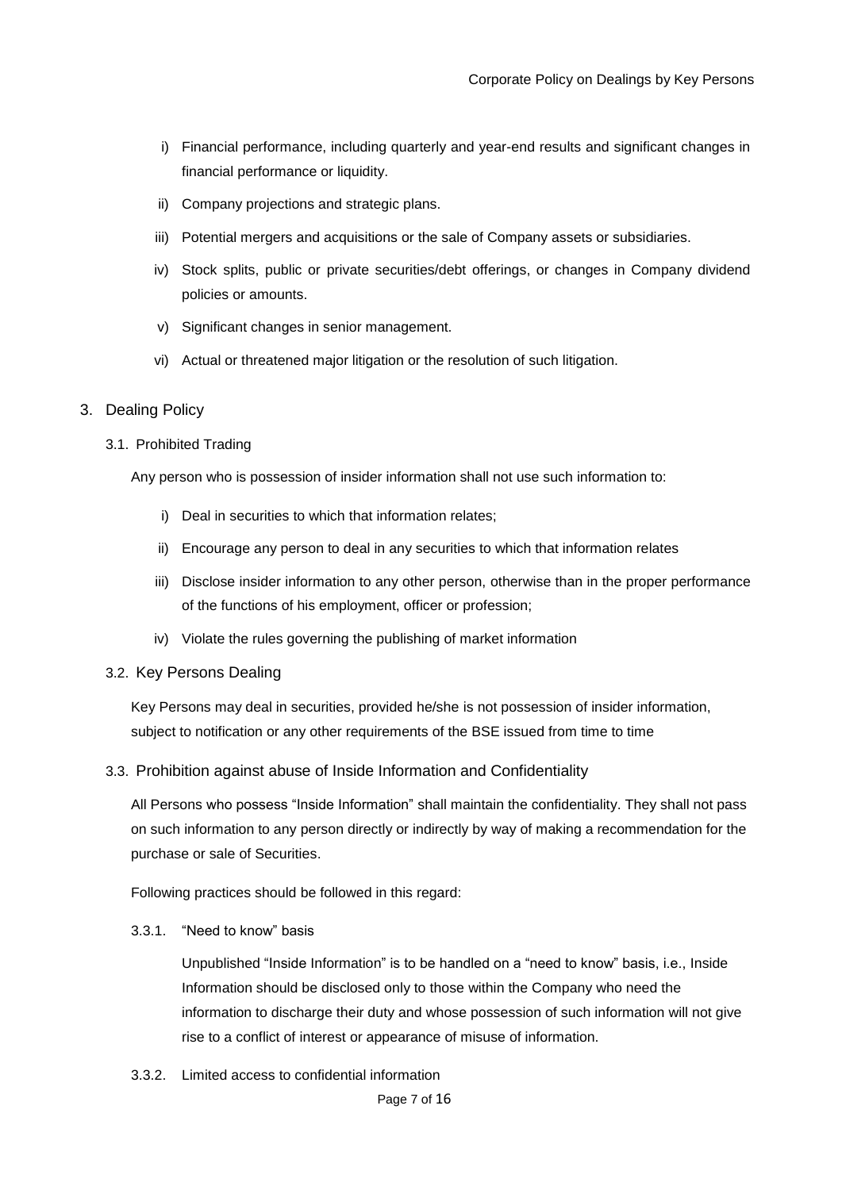i) Financial performance, including quarterly and year-end results and significant changes in financial performance or liquidity.

ii) Company projections and strategic plans.

iii) Potential mergers and acquisitions or the sale of Company assets or subsidiaries.

iv) Stock splits, public or private securities/debt offerings, or changes in Company dividend policies or amounts.

v) Significant changes in senior management.

vi) Actual or threatened major litigation or the resolution of such litigation.

## 3. Dealing Policy

### 3.1. Prohibited Trading

Any person who is possession of insider information shall not use such information to:

i) Deal in securities to which that information relates;

ii) Encourage any person to deal in any securities to which that information relates

iii) Disclose insider information to any other person, otherwise than in the proper performance of the functions of his employment, officer or profession;

iv) Violate the rules governing the publishing of market information

### 3.2. Key Persons Dealing

Key Persons may deal in securities, provided he/she is not possession of insider information, subject to notification or any other requirements of the BSE issued from time to time

### 3.3. Prohibition against abuse of Inside Information and Confidentiality

All Persons who possess "Inside Information" shall maintain the confidentiality. They shall not pass on such information to any person directly or indirectly by way of making a recommendation for the purchase or sale of Securities.

Following practices should be followed in this regard:

#### 3.3.1. "Need to know" basis

Unpublished "Inside Information" is to be handled on a "need to know" basis, i.e., Inside Information should be disclosed only to those within the Company who need the information to discharge their duty and whose possession of such information will not give rise to a conflict of interest or appearance of misuse of information.

#### 3.3.2. Limited access to confidential information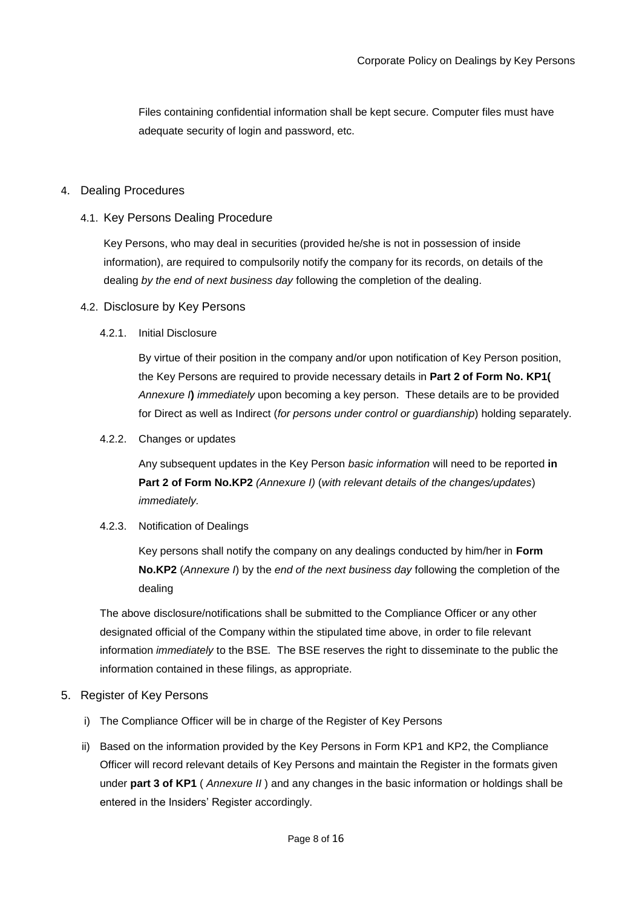Files containing confidential information shall be kept secure. Computer files must have adequate security of login and password, etc.

## 4. Dealing Procedures

### 4.1. Key Persons Dealing Procedure

Key Persons, who may deal in securities (provided he/she is not in possession of inside information), are required to compulsorily notify the company for its records, on details of the dealing *by the end of next business day* following the completion of the dealing.

### 4.2. Disclosure by Key Persons

#### 4.2.1. Initial Disclosure

By virtue of their position in the company and/or upon notification of Key Person position, the Key Persons are required to provide necessary details in **Part 2 of Form No. KP1(** *Annexure I* **)** *immediately* upon becoming a key person. These details are to be provided for Direct as well as Indirect (*for persons under control or guardianship*) holding separately.

#### 4.2.2. Changes or updates

Any subsequent updates in the Key Person *basic information* will need to be reported **in Part 2 of Form No.KP2** *(Annexure I)* (*with relevant details of the changes/updates*) *immediately.*

#### 4.2.3. Notification of Dealings

Key persons shall notify the company on any dealings conducted by him/her in **Form No.KP2** (*Annexure I*) by the *end of the next business day* following the completion of the dealing

The above disclosure/notifications shall be submitted to the Compliance Officer or any other designated official of the Company within the stipulated time above, in order to file relevant information *immediately* to the BSE. The BSE reserves the right to disseminate to the public the information contained in these filings, as appropriate.

## 5. Register of Key Persons

i) The Compliance Officer will be in charge of the Register of Key Persons

ii) Based on the information provided by the Key Persons in Form KP1 and KP2, the Compliance Officer will record relevant details of Key Persons and maintain the Register in the formats given under **part 3 of KP1** ( *Annexure II* ) and any changes in the basic information or holdings shall be entered in the Insiders' Register accordingly.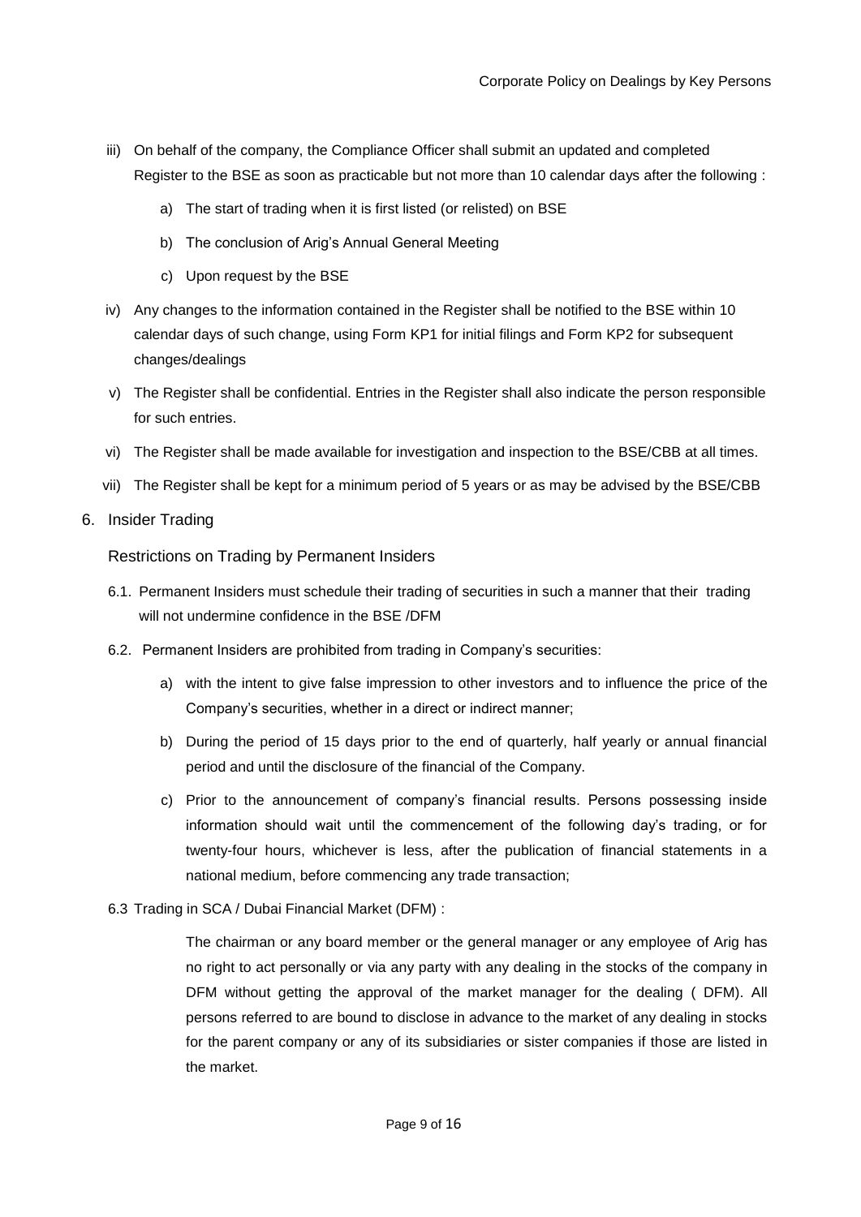iii) On behalf of the company, the Compliance Officer shall submit an updated and completed Register to the BSE as soon as practicable but not more than 10 calendar days after the following :

a) The start of trading when it is first listed (or relisted) on BSE

b) The conclusion of Arig's Annual General Meeting

c) Upon request by the BSE

iv) Any changes to the information contained in the Register shall be notified to the BSE within 10 calendar days of such change, using Form KP1 for initial filings and Form KP2 for subsequent changes/dealings

v) The Register shall be confidential. Entries in the Register shall also indicate the person responsible for such entries.

vi) The Register shall be made available for investigation and inspection to the BSE/CBB at all times.

vii) The Register shall be kept for a minimum period of 5 years or as may be advised by the BSE/CBB

## 6. Insider Trading

### Restrictions on Trading by Permanent Insiders

6.1. Permanent Insiders must schedule their trading of securities in such a manner that their trading will not undermine confidence in the BSE /DFM

6.2. Permanent Insiders are prohibited from trading in Company's securities:

a) with the intent to give false impression to other investors and to influence the price of the Company's securities, whether in a direct or indirect manner;

b) During the period of 15 days prior to the end of quarterly, half yearly or annual financial period and until the disclosure of the financial of the Company.

c) Prior to the announcement of company's financial results. Persons possessing inside information should wait until the commencement of the following day's trading, or for twenty-four hours, whichever is less, after the publication of financial statements in a national medium, before commencing any trade transaction;

6.3 Trading in SCA / Dubai Financial Market (DFM) :

The chairman or any board member or the general manager or any employee of Arig has no right to act personally or via any party with any dealing in the stocks of the company in DFM without getting the approval of the market manager for the dealing ( DFM). All persons referred to are bound to disclose in advance to the market of any dealing in stocks for the parent company or any of its subsidiaries or sister companies if those are listed in the market.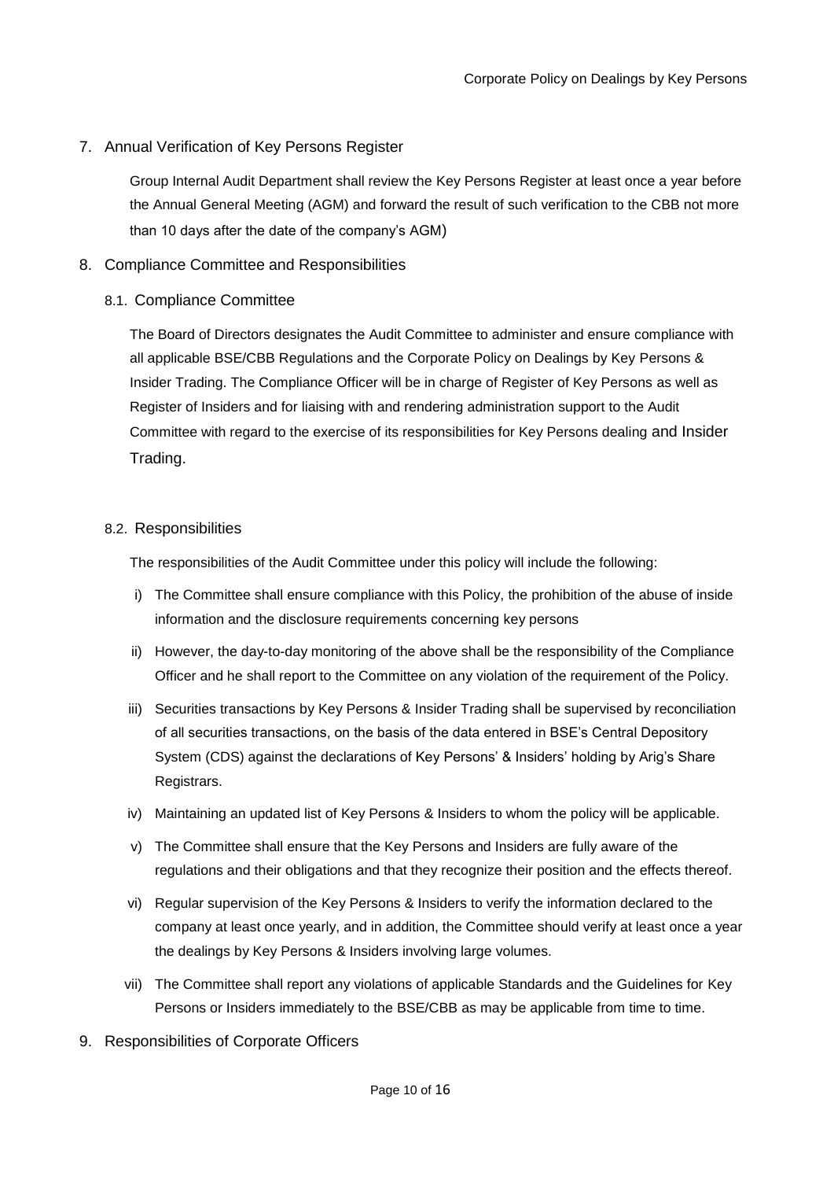## 7. Annual Verification of Key Persons Register

Group Internal Audit Department shall review the Key Persons Register at least once a year before the Annual General Meeting (AGM) and forward the result of such verification to the CBB not more than 10 days after the date of the company's AGM)

## 8. Compliance Committee and Responsibilities

### 8.1. Compliance Committee

The Board of Directors designates the Audit Committee to administer and ensure compliance with all applicable BSE/CBB Regulations and the Corporate Policy on Dealings by Key Persons & Insider Trading. The Compliance Officer will be in charge of Register of Key Persons as well as Register of Insiders and for liaising with and rendering administration support to the Audit Committee with regard to the exercise of its responsibilities for Key Persons dealing and Insider Trading.

### 8.2. Responsibilities

The responsibilities of the Audit Committee under this policy will include the following:

i) The Committee shall ensure compliance with this Policy, the prohibition of the abuse of inside information and the disclosure requirements concerning key persons

ii) However, the day-to-day monitoring of the above shall be the responsibility of the Compliance Officer and he shall report to the Committee on any violation of the requirement of the Policy.

iii) Securities transactions by Key Persons & Insider Trading shall be supervised by reconciliation of all securities transactions, on the basis of the data entered in BSE's Central Depository System (CDS) against the declarations of Key Persons' & Insiders' holding by Arig's Share Registrars.

iv) Maintaining an updated list of Key Persons & Insiders to whom the policy will be applicable.

v) The Committee shall ensure that the Key Persons and Insiders are fully aware of the regulations and their obligations and that they recognize their position and the effects thereof.

vi) Regular supervision of the Key Persons & Insiders to verify the information declared to the company at least once yearly, and in addition, the Committee should verify at least once a year the dealings by Key Persons & Insiders involving large volumes.

vii) The Committee shall report any violations of applicable Standards and the Guidelines for Key Persons or Insiders immediately to the BSE/CBB as may be applicable from time to time.

## 9. Responsibilities of Corporate Officers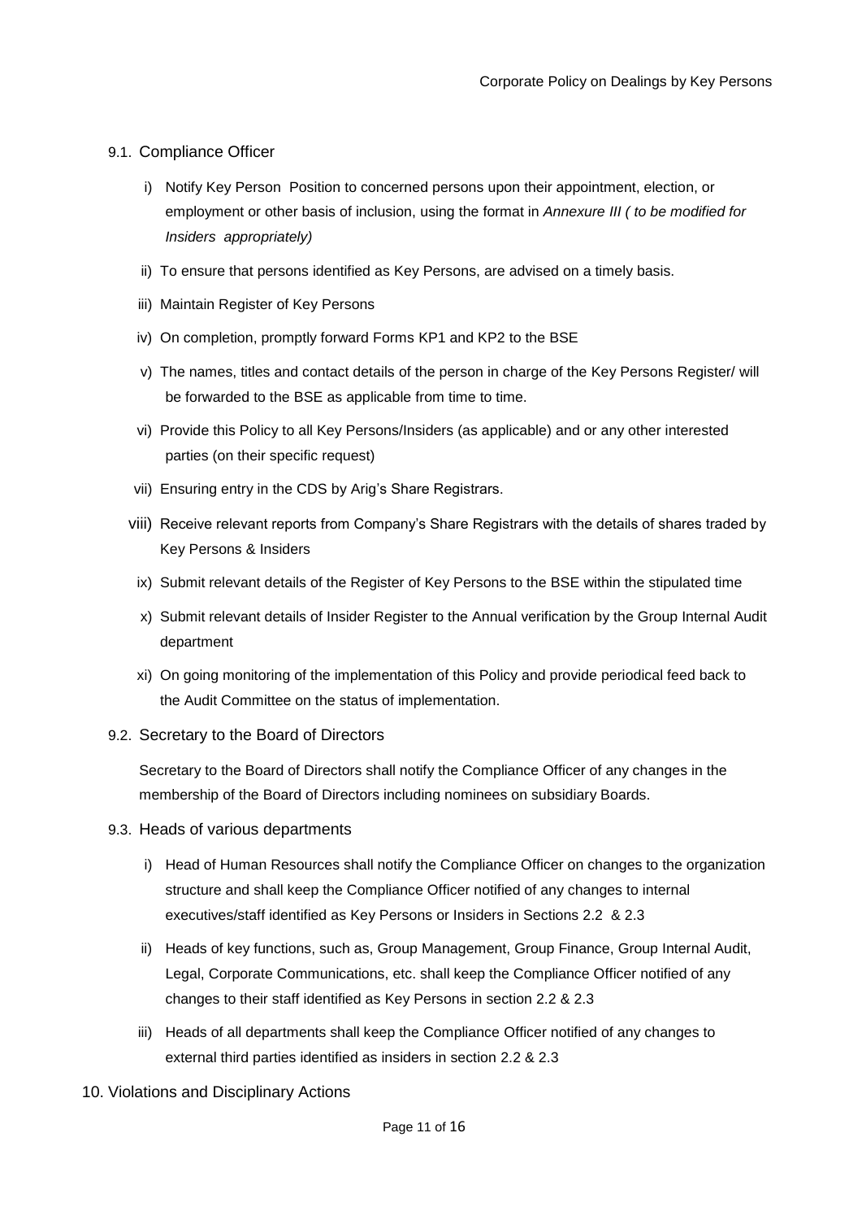### 9.1. Compliance Officer

i) Notify Key Person Position to concerned persons upon their appointment, election, or employment or other basis of inclusion, using the format in *Annexure III ( to be modified for Insiders appropriately)*

ii) To ensure that persons identified as Key Persons, are advised on a timely basis.

iii) Maintain Register of Key Persons

iv) On completion, promptly forward Forms KP1 and KP2 to the BSE

v) The names, titles and contact details of the person in charge of the Key Persons Register/ will be forwarded to the BSE as applicable from time to time.

vi) Provide this Policy to all Key Persons/Insiders (as applicable) and or any other interested parties (on their specific request)

vii) Ensuring entry in the CDS by Arig's Share Registrars.

viii) Receive relevant reports from Company's Share Registrars with the details of shares traded by Key Persons & Insiders

ix) Submit relevant details of the Register of Key Persons to the BSE within the stipulated time

x) Submit relevant details of Insider Register to the Annual verification by the Group Internal Audit department

xi) On going monitoring of the implementation of this Policy and provide periodical feed back to the Audit Committee on the status of implementation.

### 9.2. Secretary to the Board of Directors

Secretary to the Board of Directors shall notify the Compliance Officer of any changes in the membership of the Board of Directors including nominees on subsidiary Boards.

### 9.3. Heads of various departments

i) Head of Human Resources shall notify the Compliance Officer on changes to the organization structure and shall keep the Compliance Officer notified of any changes to internal executives/staff identified as Key Persons or Insiders in Sections 2.2 & 2.3

ii) Heads of key functions, such as, Group Management, Group Finance, Group Internal Audit, Legal, Corporate Communications, etc. shall keep the Compliance Officer notified of any changes to their staff identified as Key Persons in section 2.2 & 2.3

iii) Heads of all departments shall keep the Compliance Officer notified of any changes to external third parties identified as insiders in section 2.2 & 2.3

## 10. Violations and Disciplinary Actions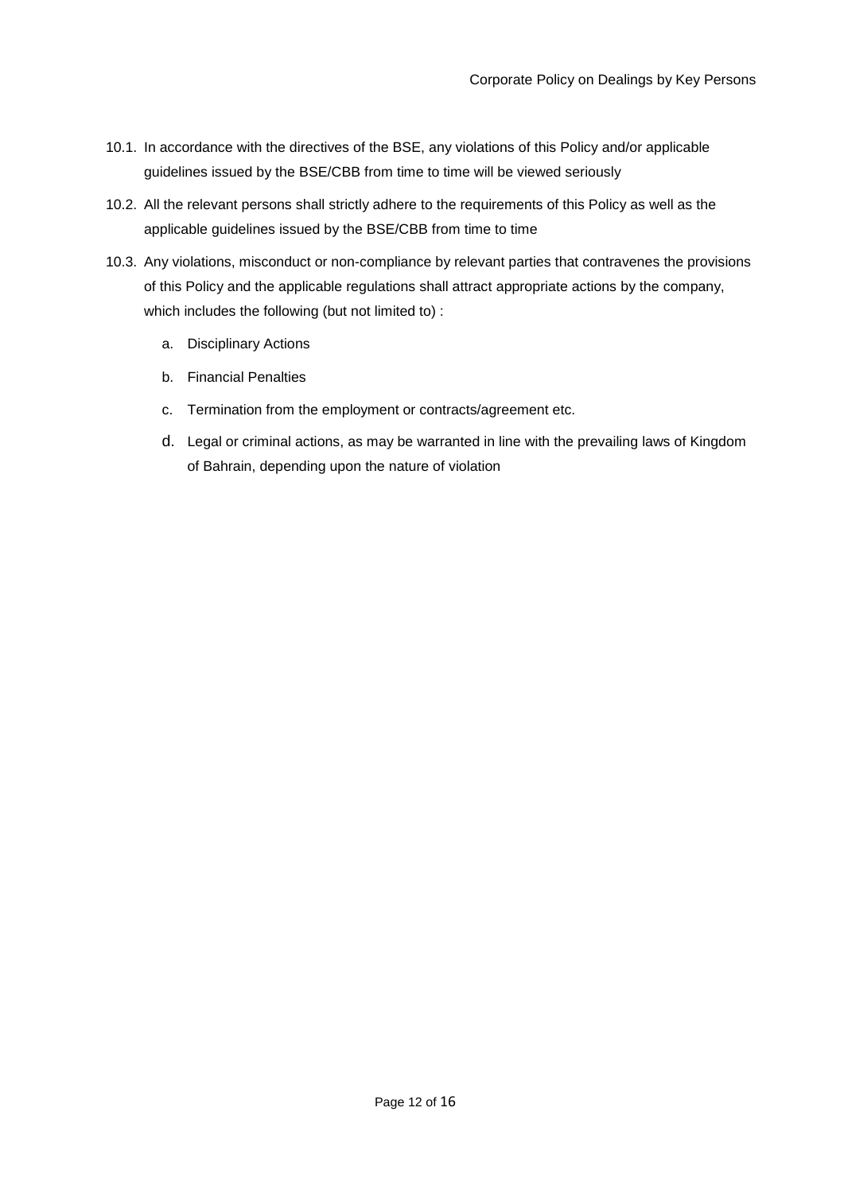10.1. In accordance with the directives of the BSE, any violations of this Policy and/or applicable guidelines issued by the BSE/CBB from time to time will be viewed seriously

10.2. All the relevant persons shall strictly adhere to the requirements of this Policy as well as the applicable guidelines issued by the BSE/CBB from time to time

10.3. Any violations, misconduct or non-compliance by relevant parties that contravenes the provisions of this Policy and the applicable regulations shall attract appropriate actions by the company, which includes the following (but not limited to) :

   a. Disciplinary Actions

   b. Financial Penalties

   c. Termination from the employment or contracts/agreement etc.

   d. Legal or criminal actions, as may be warranted in line with the prevailing laws of Kingdom of Bahrain, depending upon the nature of violation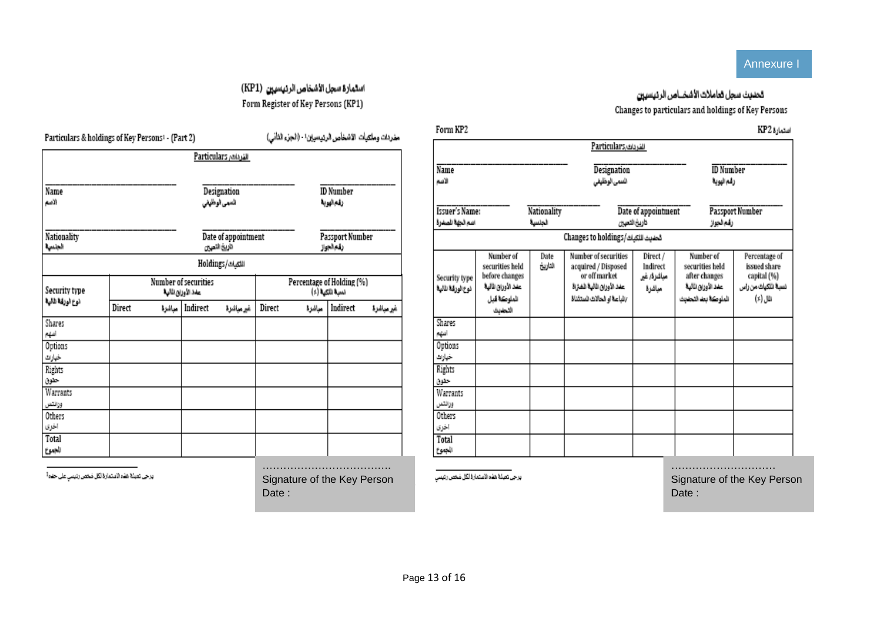Annexure I

## استمارة سجل الأشخاص الرئيسيين (KP1)
## Form Register of Key Persons (KP1)

Particulars & holdings of Key Persons[1] - (Part 2) | مفردات وملكيات الأشخاص الرئيسيين[1] - (الجزء الثاني)

**Particulars / المفردات**

| Name الاسم | Designation المسمى الوظيفي | ID Number رقم الهوية |
|---|---|---|
| Nationality الجنسية | Date of appointment تاريخ التعيين | Passport Number رقم الجواز |

**Holdings / الملكيات**

| Security type نوع الورقة المالية | Number of securities عدد الأوراق المالية | | Percentage of Holding (%) نسبة الملكية (٪) | |
|---|---|---|---|---|
| | Direct مباشرة | Indirect غير مباشرة | Direct مباشرة | Indirect غير مباشرة |
| Shares اسهم | | | | |
| Options خيارات | | | | |
| Rights حقوق | | | | |
| Warrants ورانتس | | | | |
| Others اخرى | | | | |
| Total المجموع | | | | |

[1] يرجى تعبئة هذه الاستمارة لكل شخص رئيسي على حده

.....................................
Signature of the Key Person
Date :

## تحديث سجل تعاملات الأشخاص الرئيسيين
## Changes to particulars and holdings of Key Persons

Form KP2 | استمارة KP2

**Particulars / المفردات**

| Name الاسم | | Designation المسمى الوظيفي | ID Number رقم الهوية |
|---|---|---|---|
| Issuer's Name: اسم الجهة المصدرة | Nationality الجنسية | Date of appointment تاريخ التعيين | Passport Number رقم الجواز |

**Changes to holdings / تحديث الملكيات**

| Security type نوع الورقة المالية | Number of securities held before changes عدد الأوراق المالية المملوكة قبل التحديث | Date التاريخ | Number of securities acquired / Disposed or off market عدد الأوراق المالية المشتراة/المباعة أو الحالات المستثناة | Direct / Indirect مباشرة / غير مباشرة | Number of securities held after changes عدد الأوراق المالية المملوكة بعد التحديث | Percentage of issued share capital (%) نسبة الملكيات من رأس المال (٪) |
|---|---|---|---|---|---|---|
| Shares اسهم | | | | | | |
| Options خيارات | | | | | | |
| Rights حقوق | | | | | | |
| Warrants ورانتس | | | | | | |
| Others اخرى | | | | | | |
| Total المجموع | | | | | | |

يرجى تعبئة هذه الاستمارة لكل شخص رئيسي

.............................
Signature of the Key Person
Date :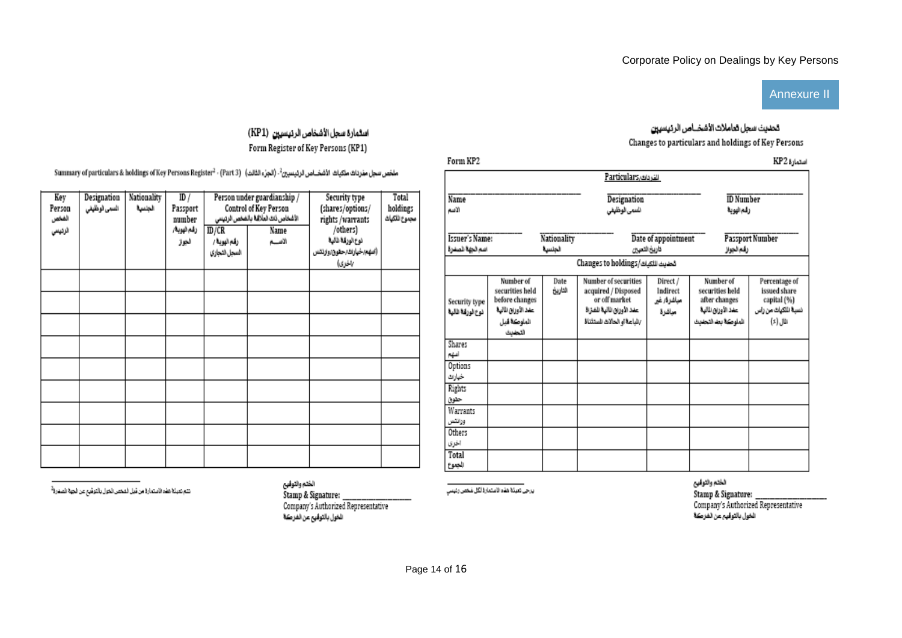# Annexure II

## استمارة سجل الأشخاص الرئيسيين (KP1)

## Form Register of Key Persons (KP1)

Summary of particulars & holdings of Key Persons Register[2] - (Part 3) (الجزء الثالث) - [2]ملخص سجل مفردات ملكيات الأشخاص الرئيسيين

| Key Person الشخص الرئيسي | Designation المسمى الوظيفي | Nationality الجنسية | ID / Passport number رقم الهوية/ الجواز | Person under guardianship / Control of Key Person الأشخاص ذات العلاقة بالشخص الرئيسي | | Security type (shares/options/ rights /warrants /others) نوع الورقة المالية (أسهم/خيارات/حقوق/وارنتس /اخرى) | Total holdings مجموع الملكيات |
|---|---|---|---|---|---|---|---|
| | | | | ID/CR رقم الهوية / السجل التجاري | Name الاسم | | |
| | | | | | | | |
| | | | | | | | |
| | | | | | | | |
| | | | | | | | |
| | | | | | | | |
| | | | | | | | |
| | | | | | | | |
| | | | | | | | |
| | | | | | | | |

الختم والتوقيع
Stamp & Signature: ________________
Company's Authorized Representative
المخول بالتوقيع عن الشركة

[2] تتم تعبئة هذه الاستمارة من قبل الشخص المخول بالتوقيع عن الجهة المصدرة

## تحديث سجل تعاملات الأشخاص الرئيسيين

## Changes to particulars and holdings of Key Persons

Form KP2 — استمارة KP2

**Particulars/المفردات**

| Name الاسم: ________ | Designation المسمى الوظيفي: ________ | ID Number رقم الهوية: ________ |
|---|---|---|

| Issuer's Name: اسم الجهة المصدرة | Nationality الجنسية | Date of appointment تاريخ التعيين | Passport Number رقم الجواز |
|---|---|---|---|

**Changes to holdings/تحديث الملكيات**

| Security type نوع الورقة المالية | Number of securities held before changes عدد الأوراق المالية المملوكة قبل التحديث | Date التاريخ | Number of securities acquired / Disposed or off market عدد الأوراق المالية المشتراة /المباعة او الحالات المستثناة | Direct / Indirect مباشرة/ غير مباشرة | Number of securities held after changes عدد الأوراق المالية المملوكة بعد التحديث | Percentage of issued share capital (%) نسبة الملكيات من رأس المال (%) |
|---|---|---|---|---|---|---|
| Shares أسهم | | | | | | |
| Options خيارات | | | | | | |
| Rights حقوق | | | | | | |
| Warrants وارنتس | | | | | | |
| Others اخرى | | | | | | |
| Total المجموع | | | | | | |

يرجى تعبئة هذه الاستمارة لكل شخص رئيسي

الختم والتوقيع
Stamp & Signature: ________________
Company's Authorized Representative
المخول بالتوقيع عن الشركة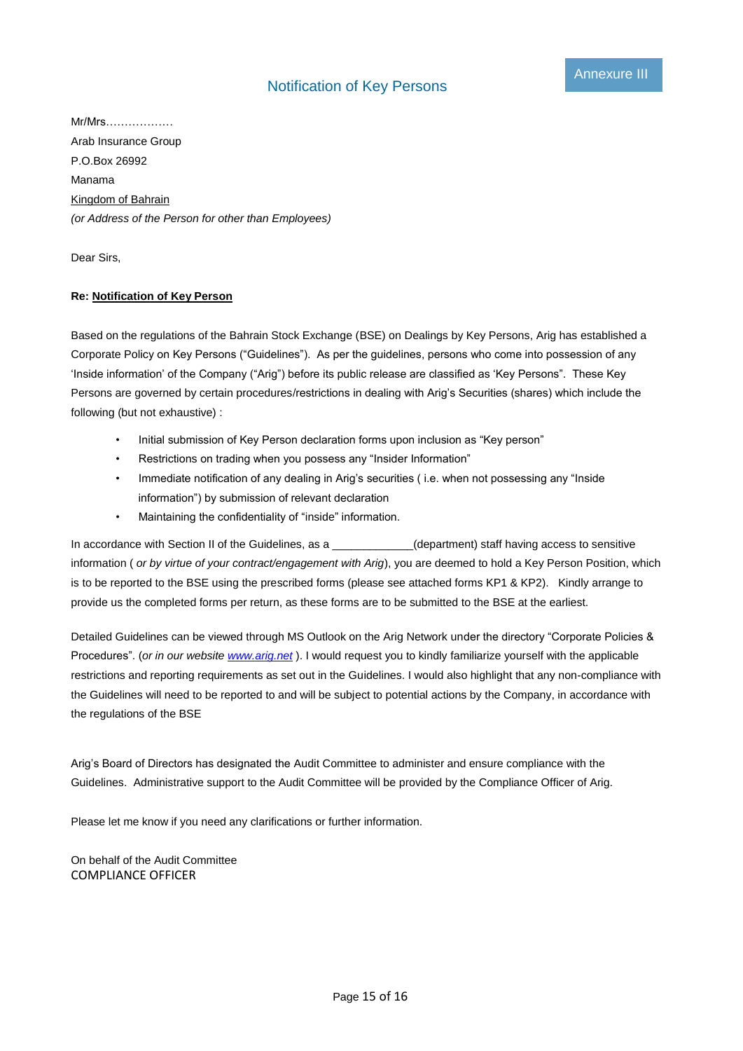Annexure III

## Notification of Key Persons

Mr/Mrs………………
Arab Insurance Group
P.O.Box 26992
Manama
Kingdom of Bahrain
*(or Address of the Person for other than Employees)*

Dear Sirs,

**Re: Notification of Key Person**

Based on the regulations of the Bahrain Stock Exchange (BSE) on Dealings by Key Persons, Arig has established a Corporate Policy on Key Persons ("Guidelines"). As per the guidelines, persons who come into possession of any 'Inside information' of the Company ("Arig") before its public release are classified as 'Key Persons". These Key Persons are governed by certain procedures/restrictions in dealing with Arig's Securities (shares) which include the following (but not exhaustive) :

- Initial submission of Key Person declaration forms upon inclusion as "Key person"
- Restrictions on trading when you possess any "Insider Information"
- Immediate notification of any dealing in Arig's securities ( i.e. when not possessing any "Inside information") by submission of relevant declaration
- Maintaining the confidentiality of "inside" information.

In accordance with Section II of the Guidelines, as a ____________(department) staff having access to sensitive information ( *or by virtue of your contract/engagement with Arig*), you are deemed to hold a Key Person Position, which is to be reported to the BSE using the prescribed forms (please see attached forms KP1 & KP2). Kindly arrange to provide us the completed forms per return, as these forms are to be submitted to the BSE at the earliest.

Detailed Guidelines can be viewed through MS Outlook on the Arig Network under the directory "Corporate Policies & Procedures". (*or in our website www.arig.net* ). I would request you to kindly familiarize yourself with the applicable restrictions and reporting requirements as set out in the Guidelines. I would also highlight that any non-compliance with the Guidelines will need to be reported to and will be subject to potential actions by the Company, in accordance with the regulations of the BSE

Arig's Board of Directors has designated the Audit Committee to administer and ensure compliance with the Guidelines. Administrative support to the Audit Committee will be provided by the Compliance Officer of Arig.

Please let me know if you need any clarifications or further information.

On behalf of the Audit Committee
COMPLIANCE OFFICER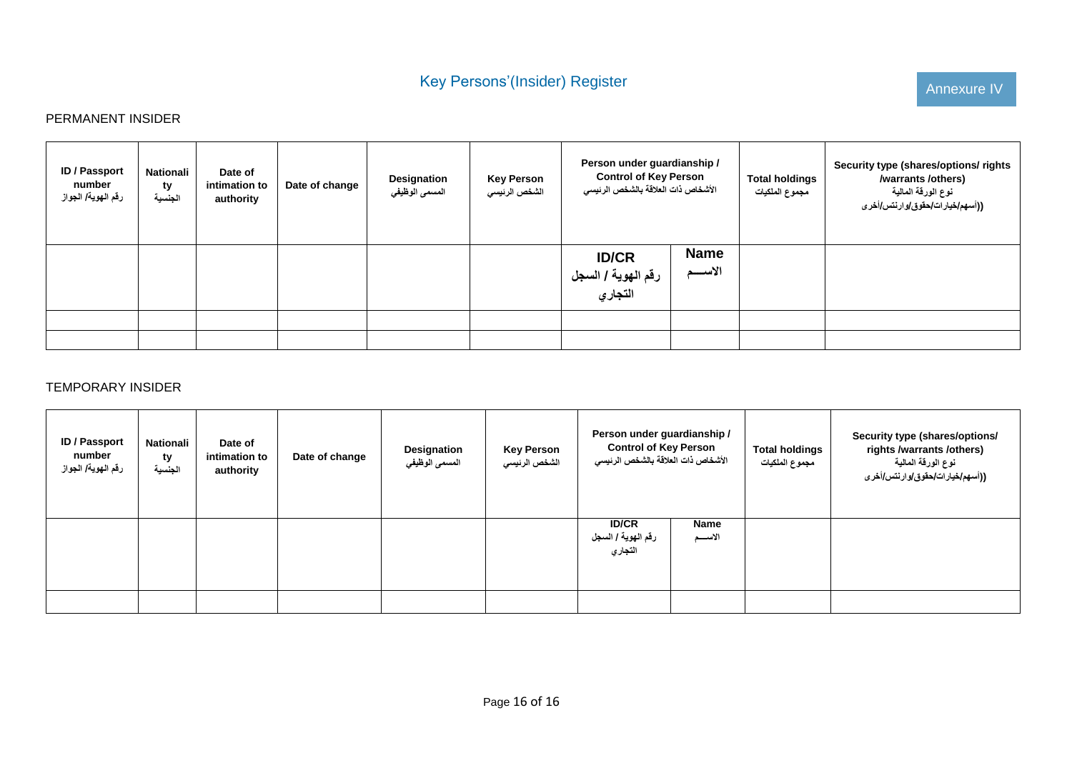# Key Persons'(Insider) Register

Annexure IV

## PERMANENT INSIDER

| ID / Passport number رقم الهوية/ الجواز | Nationality الجنسية | Date of intimation to authority | Date of change | Designation المسمى الوظيفي | Key Person الشخص الرئيسي | Person under guardianship / Control of Key Person الأشخاص ذات العلاقة بالشخص الرئيسي | | Total holdings مجموع الملكيات | Security type (shares/options/ rights /warrants /others) نوع الورقة المالية ((أسهم/خيارات/حقوق/وارنتس/أخرى |
|---|---|---|---|---|---|---|---|---|---|
| | | | | | | ID/CR رقم الهوية / السجل التجاري | Name الاســــم | | |
| | | | | | | | | | |
| | | | | | | | | | |

## TEMPORARY INSIDER

| ID / Passport number رقم الهوية/ الجواز | Nationality الجنسية | Date of intimation to authority | Date of change | Designation المسمى الوظيفي | Key Person الشخص الرئيسي | Person under guardianship / Control of Key Person الأشخاص ذات العلاقة بالشخص الرئيسي | | Total holdings مجموع الملكيات | Security type (shares/options/ rights /warrants /others) نوع الورقة المالية ((أسهم/خيارات/حقوق/وارنتس/أخرى |
|---|---|---|---|---|---|---|---|---|---|
| | | | | | | ID/CR رقم الهوية / السجل التجاري | Name الاســــم | | |
| | | | | | | | | | |